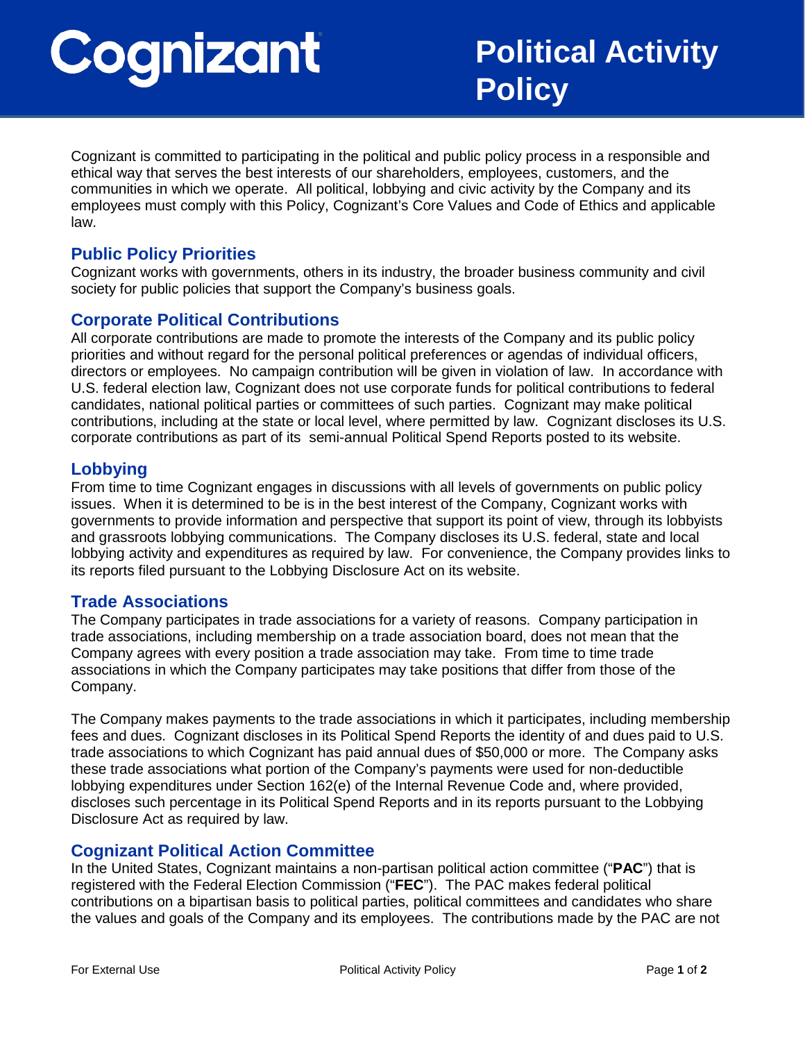# Political Activity Policy

Cognizant is committed to participating in the political and public policy process in a responsible and ethical way that serves the best interests of our shareholders, employees, customers, and the communities in which we operate. All political, lobbying and civic activity by the Company and its employees must comply with this Policy, Cognizant's Core Values and Code of Ethics and applicable law.

## Public Policy Priorities

Cognizant works with governments, others in its industry, the broader business community and civil society for public policies that support the Company's business goals.

## Corporate Political Contributions

All corporate contributions are made to promote the interests of the Company and its public policy priorities and without regard for the personal political preferences or agendas of individual officers, directors or employees. No campaign contribution will be given in violation of law. In accordance with U.S. federal election law, Cognizant does not use corporate funds for political contributions to federal candidates, national political parties or committees of such parties. Cognizant may make political contributions, including at the state or local level, where permitted by law. Cognizant discloses its U.S. corporate contributions as part of its semi-annual Political Spend Reports posted to its website.

## Lobbying

From time to time Cognizant engages in discussions with all levels of governments on public policy issues. When it is determined to be is in the best interest of the Company, Cognizant works with governments to provide information and perspective that support its point of view, through its lobbyists and grassroots lobbying communications. The Company discloses its U.S. federal, state and local lobbying activity and expenditures as required by law. For convenience, the Company provides links to its reports filed pursuant to the Lobbying Disclosure Act on its website.

## Trade Associations

The Company participates in trade associations for a variety of reasons. Company participation in trade associations, including membership on a trade association board, does not mean that the Company agrees with every position a trade association may take. From time to time trade associations in which the Company participates may take positions that differ from those of the Company.

The Company makes payments to the trade associations in which it participates, including membership fees and dues. Cognizant discloses in its Political Spend Reports the identity of and dues paid to U.S. trade associations to which Cognizant has paid annual dues of $50,000 or more. The Company asks these trade associations what portion of the Company's payments were used for non-deductible lobbying expenditures under Section 162(e) of the Internal Revenue Code and, where provided, discloses such percentage in its Political Spend Reports and in its reports pursuant to the Lobbying Disclosure Act as required by law.

## Cognizant Political Action Committee

In the United States, Cognizant maintains a non-partisan political action committee ("**PAC**") that is registered with the Federal Election Commission ("**FEC**"). The PAC makes federal political contributions on a bipartisan basis to political parties, political committees and candidates who share the values and goals of the Company and its employees. The contributions made by the PAC are not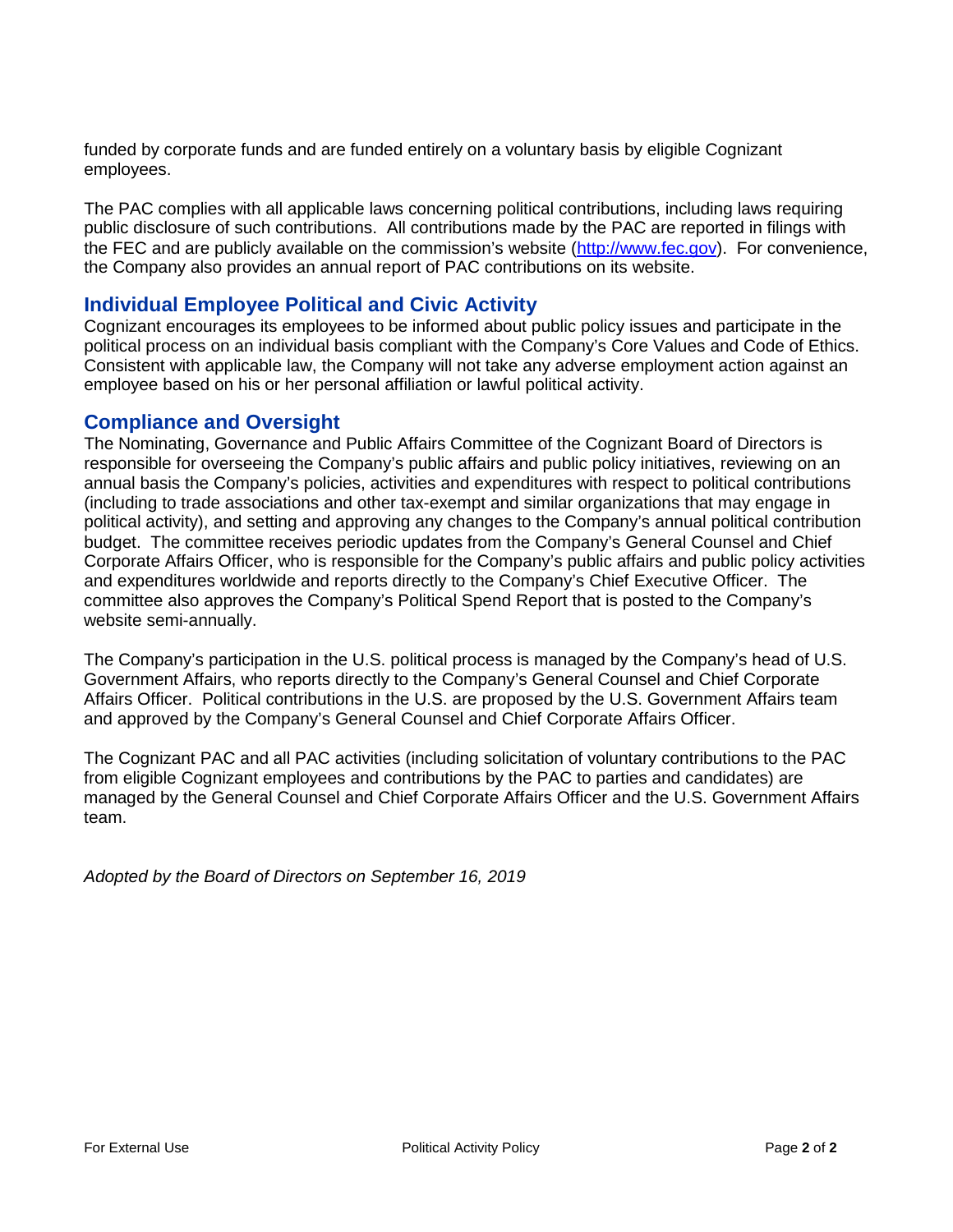funded by corporate funds and are funded entirely on a voluntary basis by eligible Cognizant employees.

The PAC complies with all applicable laws concerning political contributions, including laws requiring public disclosure of such contributions. All contributions made by the PAC are reported in filings with the FEC and are publicly available on the commission's website (http://www.fec.gov). For convenience, the Company also provides an annual report of PAC contributions on its website.

## Individual Employee Political and Civic Activity

Cognizant encourages its employees to be informed about public policy issues and participate in the political process on an individual basis compliant with the Company's Core Values and Code of Ethics. Consistent with applicable law, the Company will not take any adverse employment action against an employee based on his or her personal affiliation or lawful political activity.

## Compliance and Oversight

The Nominating, Governance and Public Affairs Committee of the Cognizant Board of Directors is responsible for overseeing the Company's public affairs and public policy initiatives, reviewing on an annual basis the Company's policies, activities and expenditures with respect to political contributions (including to trade associations and other tax-exempt and similar organizations that may engage in political activity), and setting and approving any changes to the Company's annual political contribution budget. The committee receives periodic updates from the Company's General Counsel and Chief Corporate Affairs Officer, who is responsible for the Company's public affairs and public policy activities and expenditures worldwide and reports directly to the Company's Chief Executive Officer. The committee also approves the Company's Political Spend Report that is posted to the Company's website semi-annually.

The Company's participation in the U.S. political process is managed by the Company's head of U.S. Government Affairs, who reports directly to the Company's General Counsel and Chief Corporate Affairs Officer. Political contributions in the U.S. are proposed by the U.S. Government Affairs team and approved by the Company's General Counsel and Chief Corporate Affairs Officer.

The Cognizant PAC and all PAC activities (including solicitation of voluntary contributions to the PAC from eligible Cognizant employees and contributions by the PAC to parties and candidates) are managed by the General Counsel and Chief Corporate Affairs Officer and the U.S. Government Affairs team.

*Adopted by the Board of Directors on September 16, 2019*